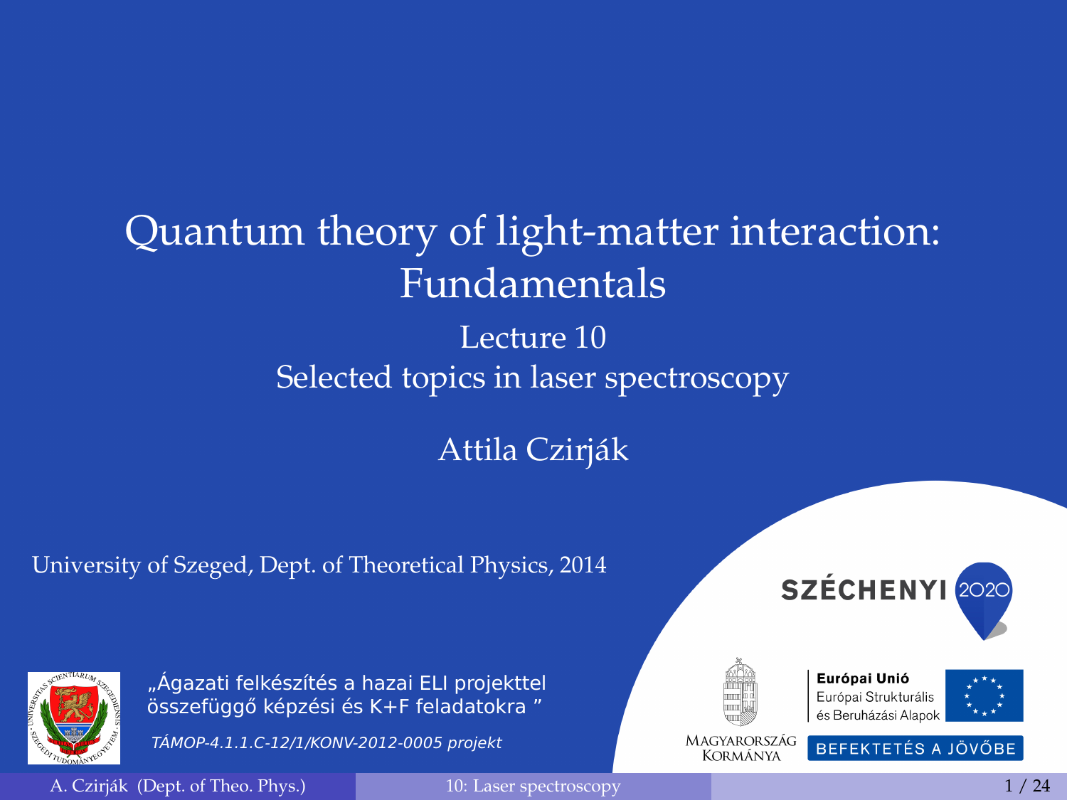# Quantum theory of light-matter interaction: Fundamentals

## Lecture 10
## Selected topics in laser spectroscopy

Attila Czirják

University of Szeged, Dept. of Theoretical Physics, 2014

„Ágazati felkészítés a hazai ELI projekttel összefüggő képzési és K+F feladatokra ”

*TÁMOP-4.1.1.C-12/1/KONV-2012-0005 projekt*

SZÉCHENYI 2020

Magyarország Kormánya

Európai Unió
Európai Strukturális és Beruházási Alapok

BEFEKTETÉS A JÖVŐBE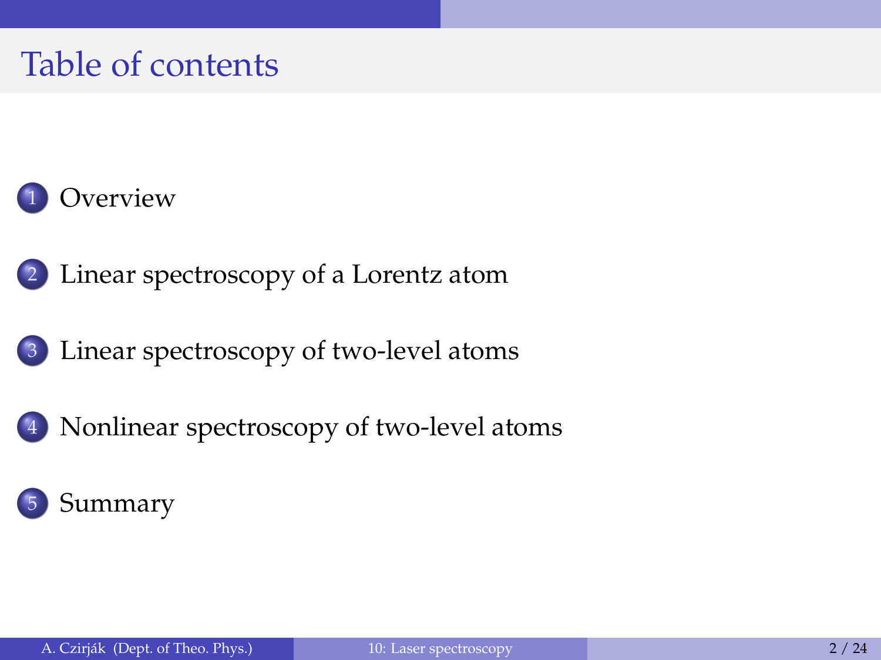# Table of contents

1. Overview
2. Linear spectroscopy of a Lorentz atom
3. Linear spectroscopy of two-level atoms
4. Nonlinear spectroscopy of two-level atoms
5. Summary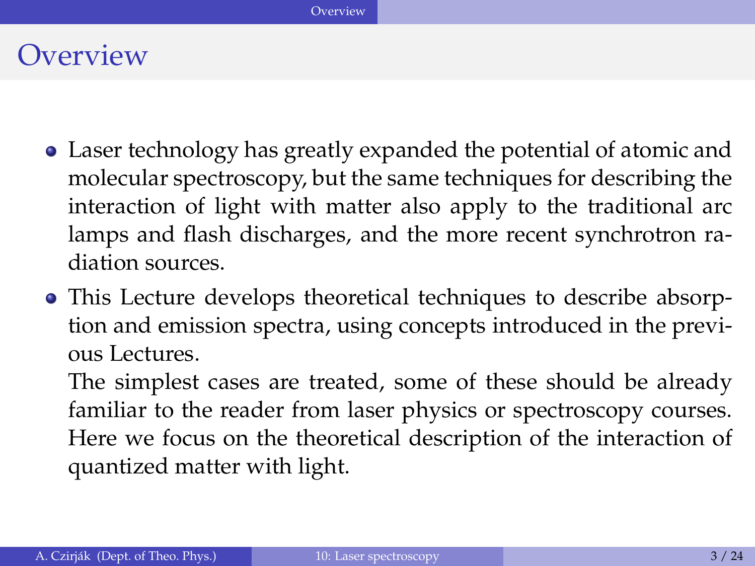# Overview

- Laser technology has greatly expanded the potential of atomic and molecular spectroscopy, but the same techniques for describing the interaction of light with matter also apply to the traditional arc lamps and flash discharges, and the more recent synchrotron radiation sources.
- This Lecture develops theoretical techniques to describe absorption and emission spectra, using concepts introduced in the previous Lectures.

  The simplest cases are treated, some of these should be already familiar to the reader from laser physics or spectroscopy courses. Here we focus on the theoretical description of the interaction of quantized matter with light.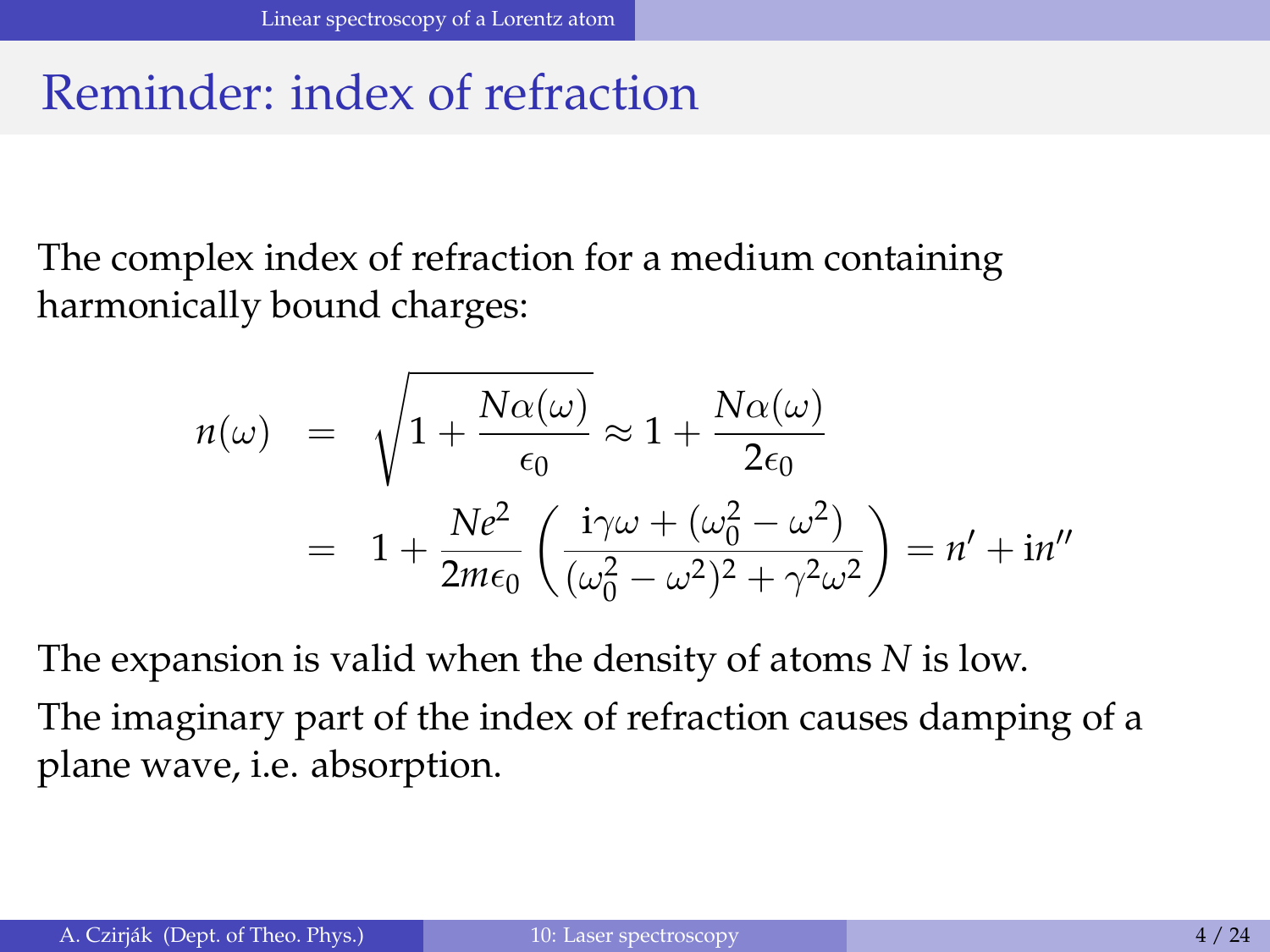# Reminder: index of refraction

The complex index of refraction for a medium containing harmonically bound charges:

$$
\begin{aligned}
n(\omega) &= \sqrt{1 + \frac{N\alpha(\omega)}{\epsilon_0}} \approx 1 + \frac{N\alpha(\omega)}{2\epsilon_0} \\
&= 1 + \frac{Ne^2}{2m\epsilon_0}\left(\frac{\mathrm{i}\gamma\omega + (\omega_0^2 - \omega^2)}{(\omega_0^2 - \omega^2)^2 + \gamma^2\omega^2}\right) = n' + \mathrm{i}n''
\end{aligned}
$$

The expansion is valid when the density of atoms $N$ is low.

The imaginary part of the index of refraction causes damping of a plane wave, i.e. absorption.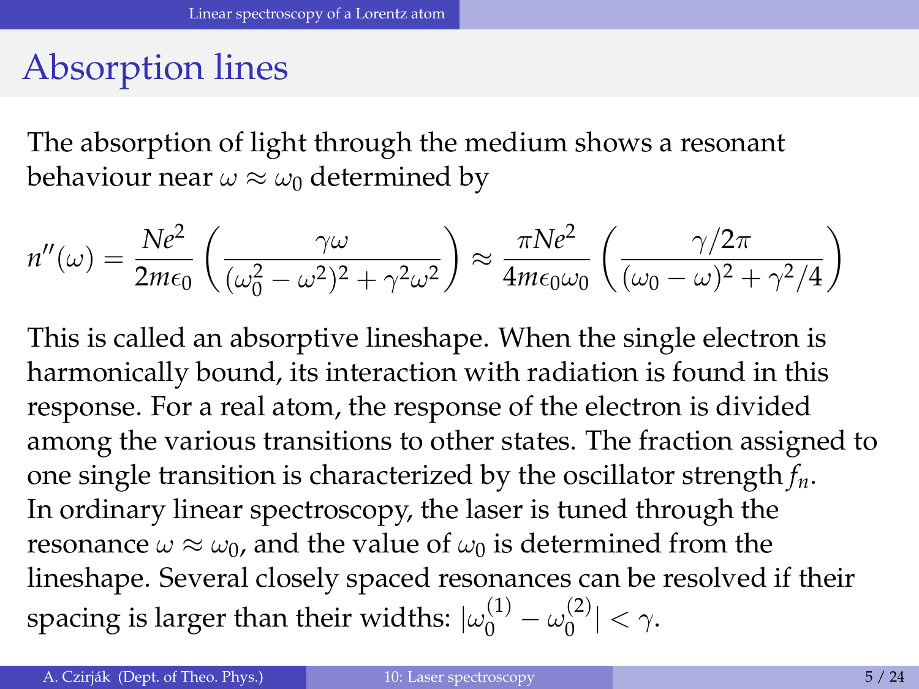# Absorption lines

The absorption of light through the medium shows a resonant behaviour near $\omega \approx \omega_0$ determined by

$$n''(\omega) = \frac{Ne^2}{2m\epsilon_0}\left(\frac{\gamma\omega}{(\omega_0^2 - \omega^2)^2 + \gamma^2\omega^2}\right) \approx \frac{\pi Ne^2}{4m\epsilon_0\omega_0}\left(\frac{\gamma/2\pi}{(\omega_0 - \omega)^2 + \gamma^2/4}\right)$$

This is called an absorptive lineshape. When the single electron is harmonically bound, its interaction with radiation is found in this response. For a real atom, the response of the electron is divided among the various transitions to other states. The fraction assigned to one single transition is characterized by the oscillator strength $f_n$. In ordinary linear spectroscopy, the laser is tuned through the resonance $\omega \approx \omega_0$, and the value of $\omega_0$ is determined from the lineshape. Several closely spaced resonances can be resolved if their spacing is larger than their widths: $|\omega_0^{(1)} - \omega_0^{(2)}| < \gamma$.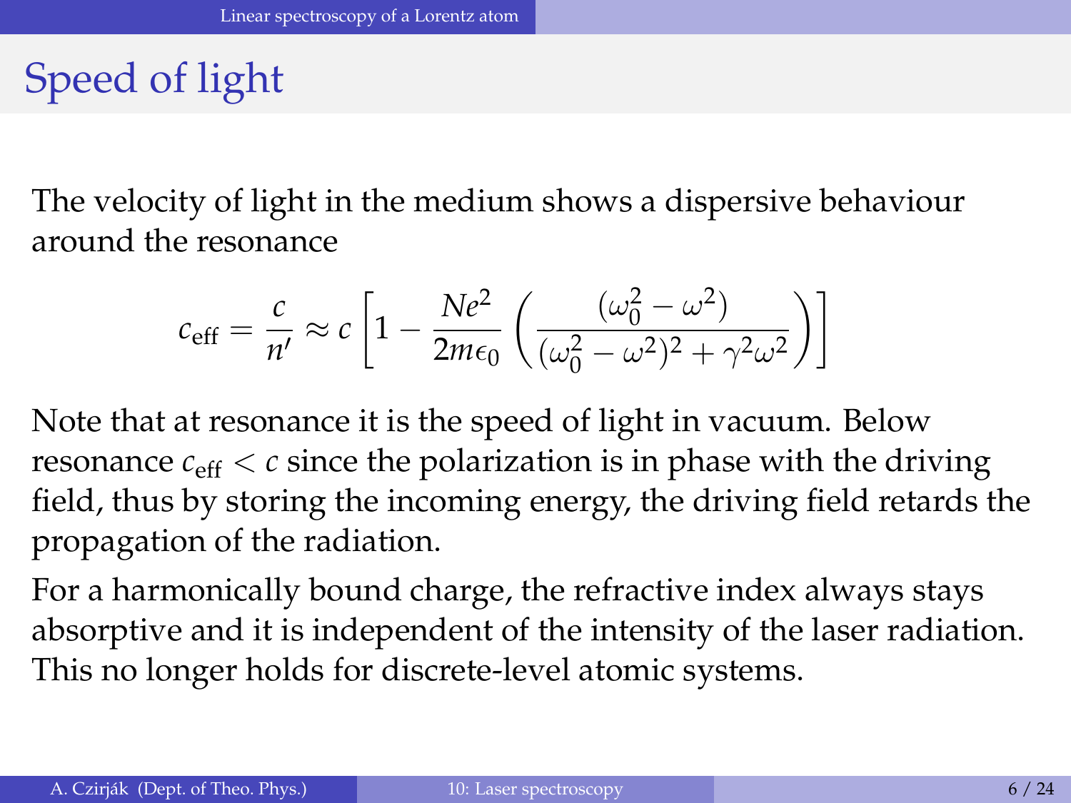# Speed of light

The velocity of light in the medium shows a dispersive behaviour around the resonance

$$c_{\text{eff}} = \frac{c}{n'} \approx c \left[ 1 - \frac{Ne^2}{2m\epsilon_0} \left( \frac{(\omega_0^2 - \omega^2)}{(\omega_0^2 - \omega^2)^2 + \gamma^2 \omega^2} \right) \right]$$

Note that at resonance it is the speed of light in vacuum. Below resonance $c_{\text{eff}} < c$ since the polarization is in phase with the driving field, thus by storing the incoming energy, the driving field retards the propagation of the radiation.

For a harmonically bound charge, the refractive index always stays absorptive and it is independent of the intensity of the laser radiation. This no longer holds for discrete-level atomic systems.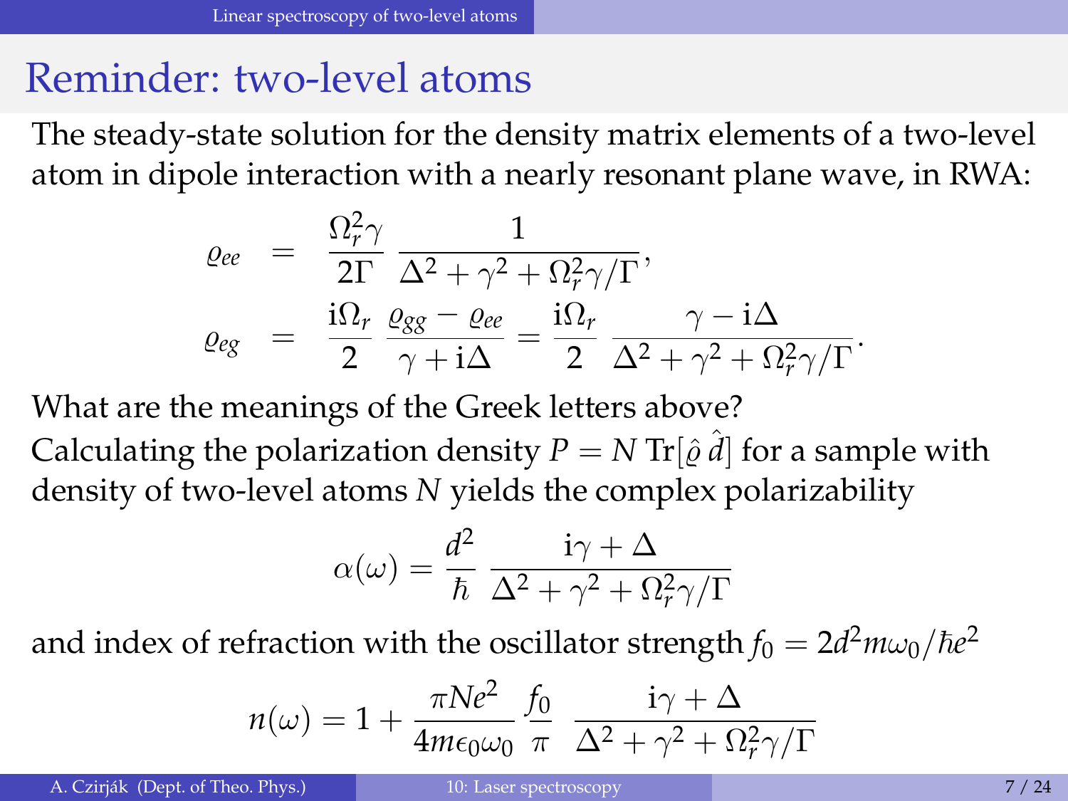# Reminder: two-level atoms

The steady-state solution for the density matrix elements of a two-level atom in dipole interaction with a nearly resonant plane wave, in RWA:

$$
\begin{aligned}
\varrho_{ee} &= \frac{\Omega_r^2 \gamma}{2\Gamma} \, \frac{1}{\Delta^2 + \gamma^2 + \Omega_r^2 \gamma / \Gamma}, \\
\varrho_{eg} &= \frac{\mathrm{i}\Omega_r}{2} \, \frac{\varrho_{gg} - \varrho_{ee}}{\gamma + \mathrm{i}\Delta} = \frac{\mathrm{i}\Omega_r}{2} \, \frac{\gamma - \mathrm{i}\Delta}{\Delta^2 + \gamma^2 + \Omega_r^2 \gamma / \Gamma}.
\end{aligned}
$$

What are the meanings of the Greek letters above?

Calculating the polarization density $P = N \, \mathrm{Tr}[\hat{\varrho} \, \hat{d}]$ for a sample with density of two-level atoms $N$ yields the complex polarizability

$$
\alpha(\omega) = \frac{d^2}{\hbar} \, \frac{\mathrm{i}\gamma + \Delta}{\Delta^2 + \gamma^2 + \Omega_r^2 \gamma / \Gamma}
$$

and index of refraction with the oscillator strength $f_0 = 2d^2 m \omega_0 / \hbar e^2$

$$
n(\omega) = 1 + \frac{\pi N e^2}{4 m \epsilon_0 \omega_0} \, \frac{f_0}{\pi} \, \frac{\mathrm{i}\gamma + \Delta}{\Delta^2 + \gamma^2 + \Omega_r^2 \gamma / \Gamma}
$$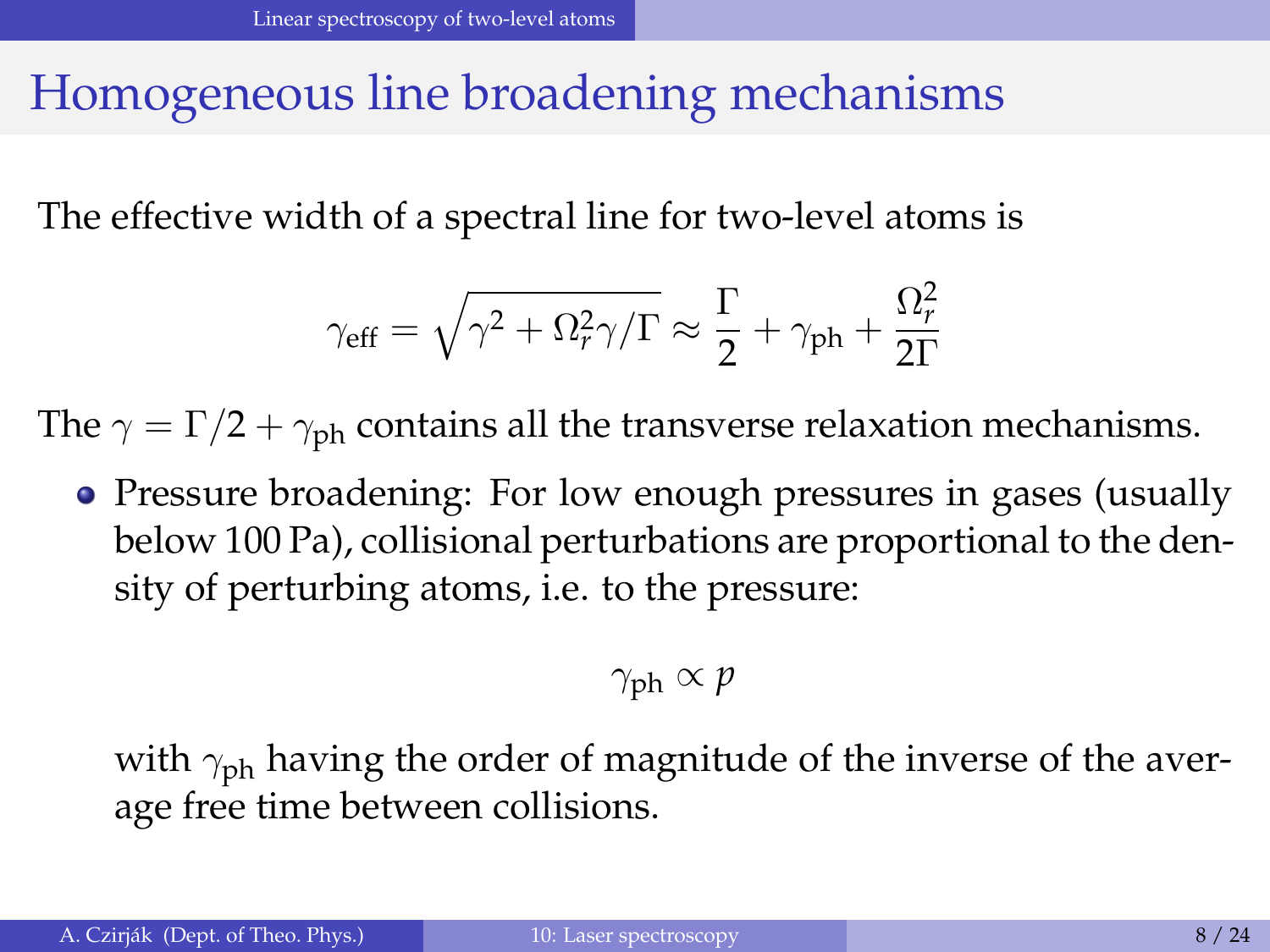# Homogeneous line broadening mechanisms

The effective width of a spectral line for two-level atoms is

$$\gamma_{\text{eff}} = \sqrt{\gamma^2 + \Omega_r^2 \gamma / \Gamma} \approx \frac{\Gamma}{2} + \gamma_{\text{ph}} + \frac{\Omega_r^2}{2\Gamma}$$

The $\gamma = \Gamma/2 + \gamma_{\text{ph}}$ contains all the transverse relaxation mechanisms.

- Pressure broadening: For low enough pressures in gases (usually below 100 Pa), collisional perturbations are proportional to the density of perturbing atoms, i.e. to the pressure:

  $$\gamma_{\text{ph}} \propto p$$

  with $\gamma_{\text{ph}}$ having the order of magnitude of the inverse of the average free time between collisions.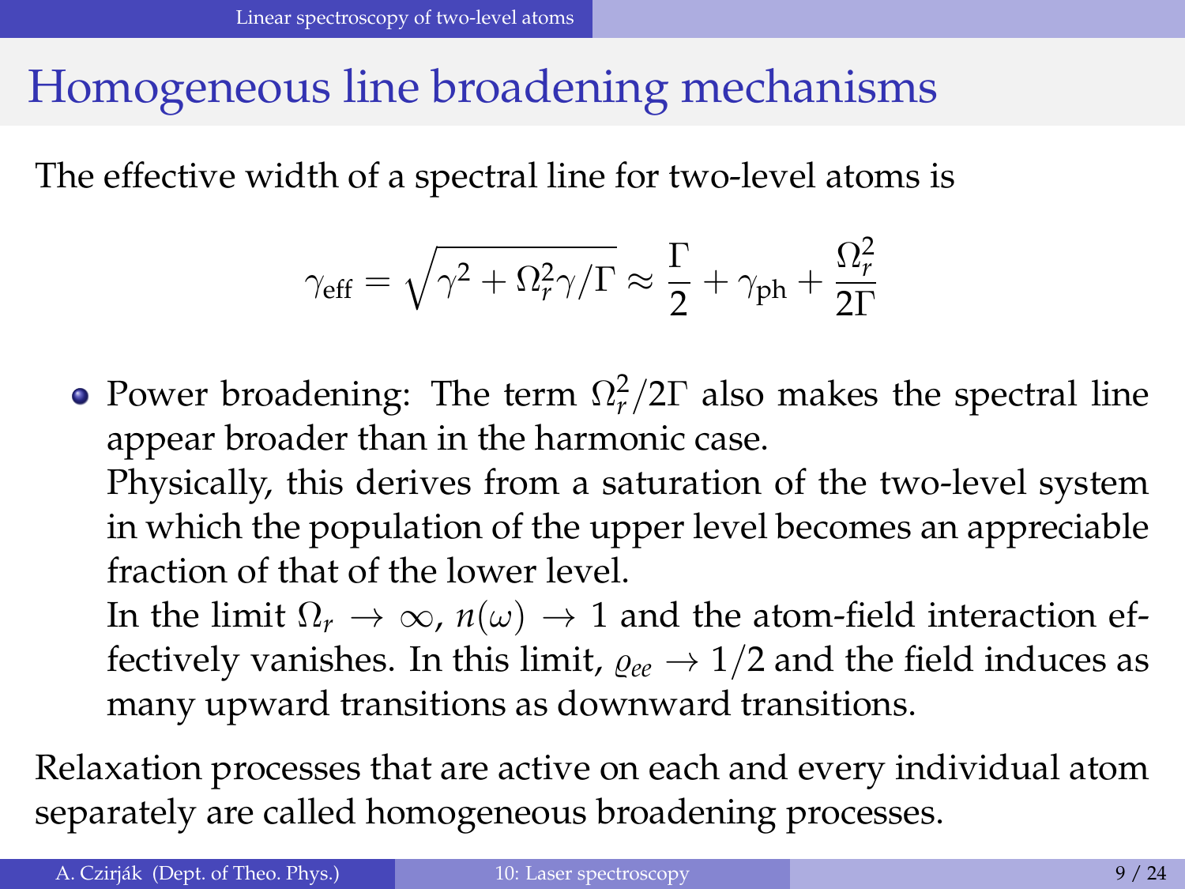# Homogeneous line broadening mechanisms

The effective width of a spectral line for two-level atoms is

$$\gamma_{\text{eff}} = \sqrt{\gamma^2 + \Omega_r^2 \gamma / \Gamma} \approx \frac{\Gamma}{2} + \gamma_{\text{ph}} + \frac{\Omega_r^2}{2\Gamma}$$

- Power broadening: The term $\Omega_r^2/2\Gamma$ also makes the spectral line appear broader than in the harmonic case.
  Physically, this derives from a saturation of the two-level system in which the population of the upper level becomes an appreciable fraction of that of the lower level.
  In the limit $\Omega_r \to \infty$, $n(\omega) \to 1$ and the atom-field interaction effectively vanishes. In this limit, $\varrho_{ee} \to 1/2$ and the field induces as many upward transitions as downward transitions.

Relaxation processes that are active on each and every individual atom separately are called homogeneous broadening processes.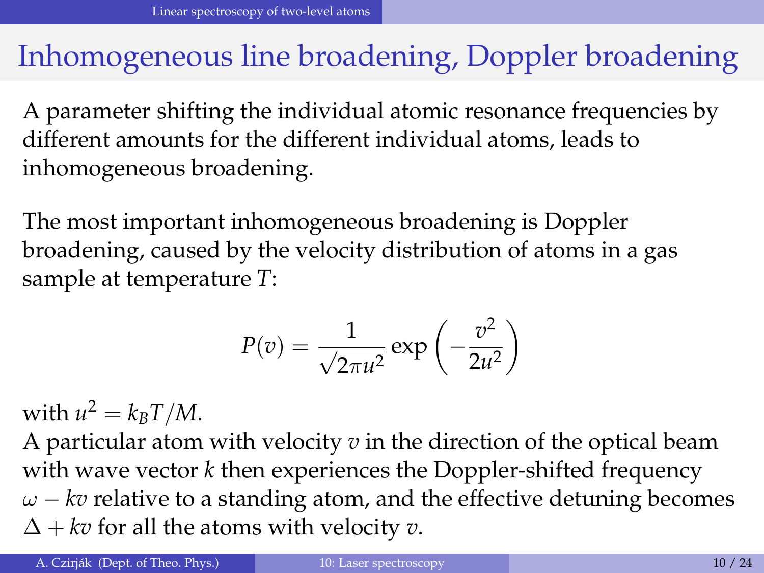# Inhomogeneous line broadening, Doppler broadening

A parameter shifting the individual atomic resonance frequencies by different amounts for the different individual atoms, leads to inhomogeneous broadening.

The most important inhomogeneous broadening is Doppler broadening, caused by the velocity distribution of atoms in a gas sample at temperature $T$:

$$P(v) = \frac{1}{\sqrt{2\pi u^2}} \exp\left(-\frac{v^2}{2u^2}\right)$$

with $u^2 = k_B T/M$.
A particular atom with velocity $v$ in the direction of the optical beam with wave vector $k$ then experiences the Doppler-shifted frequency $\omega - kv$ relative to a standing atom, and the effective detuning becomes $\Delta + kv$ for all the atoms with velocity $v$.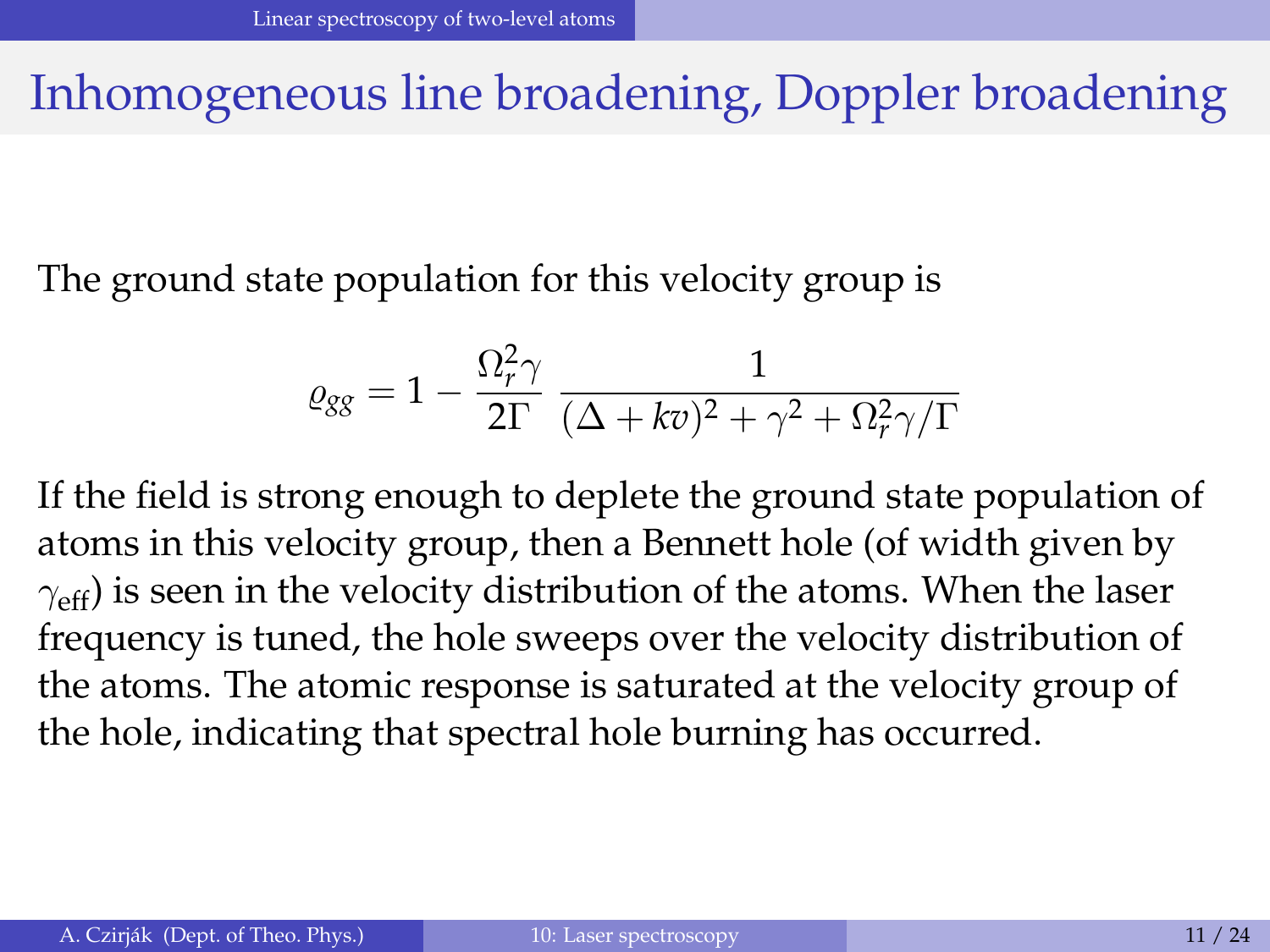# Inhomogeneous line broadening, Doppler broadening

The ground state population for this velocity group is

$$\varrho_{gg} = 1 - \frac{\Omega_r^2 \gamma}{2\Gamma} \, \frac{1}{(\Delta + kv)^2 + \gamma^2 + \Omega_r^2 \gamma / \Gamma}$$

If the field is strong enough to deplete the ground state population of atoms in this velocity group, then a Bennett hole (of width given by $\gamma_{\text{eff}}$) is seen in the velocity distribution of the atoms. When the laser frequency is tuned, the hole sweeps over the velocity distribution of the atoms. The atomic response is saturated at the velocity group of the hole, indicating that spectral hole burning has occurred.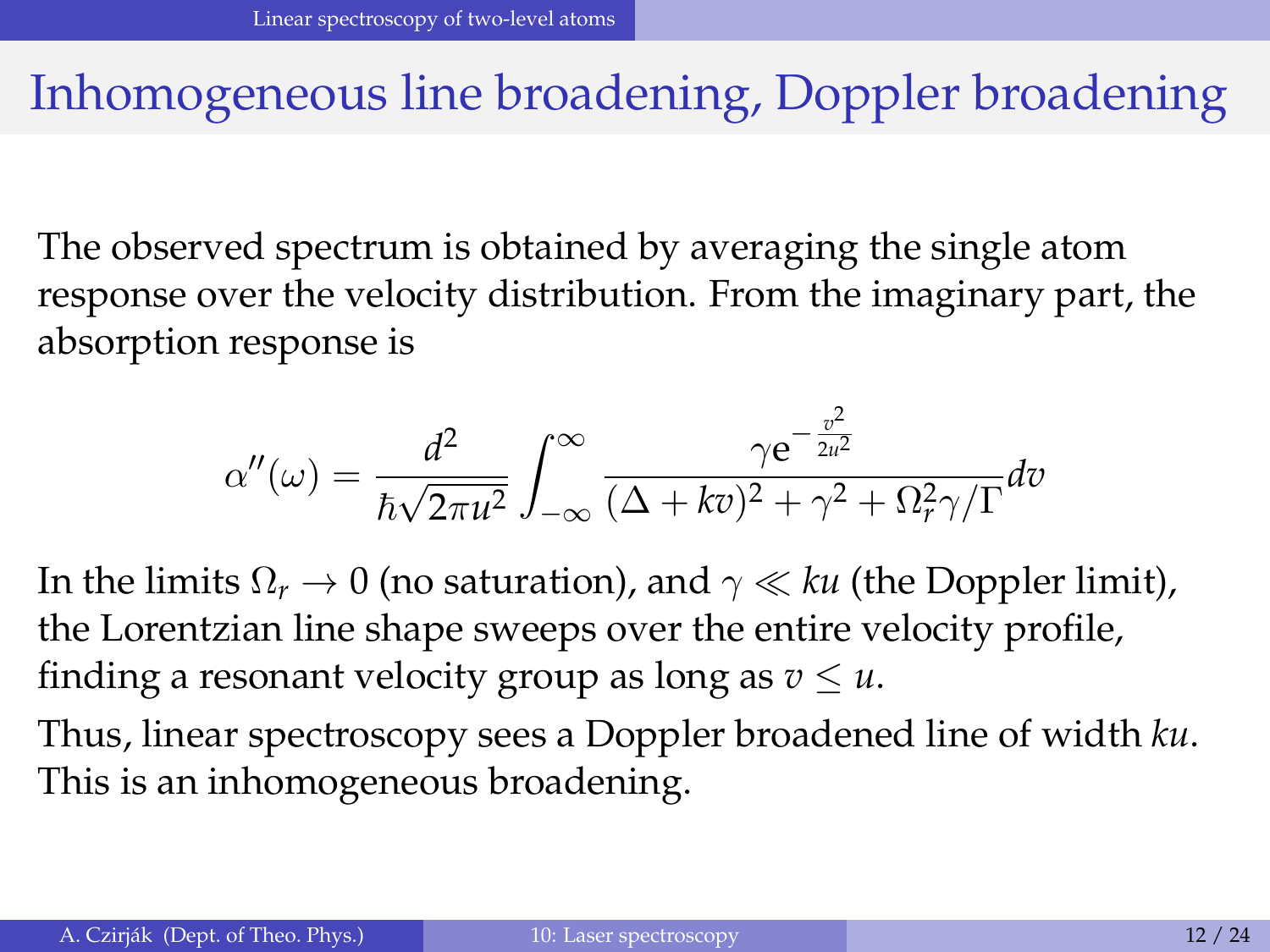# Inhomogeneous line broadening, Doppler broadening

The observed spectrum is obtained by averaging the single atom response over the velocity distribution. From the imaginary part, the absorption response is

$$\alpha''(\omega) = \frac{d^2}{\hbar\sqrt{2\pi u^2}} \int_{-\infty}^{\infty} \frac{\gamma e^{-\frac{v^2}{2u^2}}}{(\Delta + kv)^2 + \gamma^2 + \Omega_r^2 \gamma/\Gamma} dv$$

In the limits $\Omega_r \to 0$ (no saturation), and $\gamma \ll ku$ (the Doppler limit), the Lorentzian line shape sweeps over the entire velocity profile, finding a resonant velocity group as long as $v \leq u$.

Thus, linear spectroscopy sees a Doppler broadened line of width $ku$. This is an inhomogeneous broadening.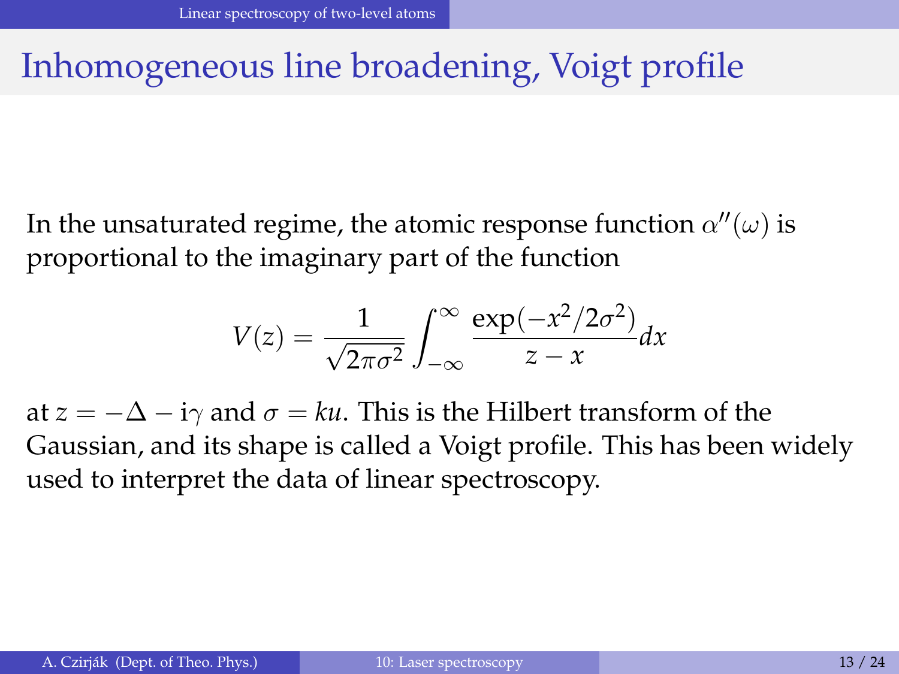# Inhomogeneous line broadening, Voigt profile

In the unsaturated regime, the atomic response function $\alpha''(\omega)$ is proportional to the imaginary part of the function

$$V(z) = \frac{1}{\sqrt{2\pi\sigma^2}} \int_{-\infty}^{\infty} \frac{\exp(-x^2/2\sigma^2)}{z - x} dx$$

at $z = -\Delta - i\gamma$ and $\sigma = ku$. This is the Hilbert transform of the Gaussian, and its shape is called a Voigt profile. This has been widely used to interpret the data of linear spectroscopy.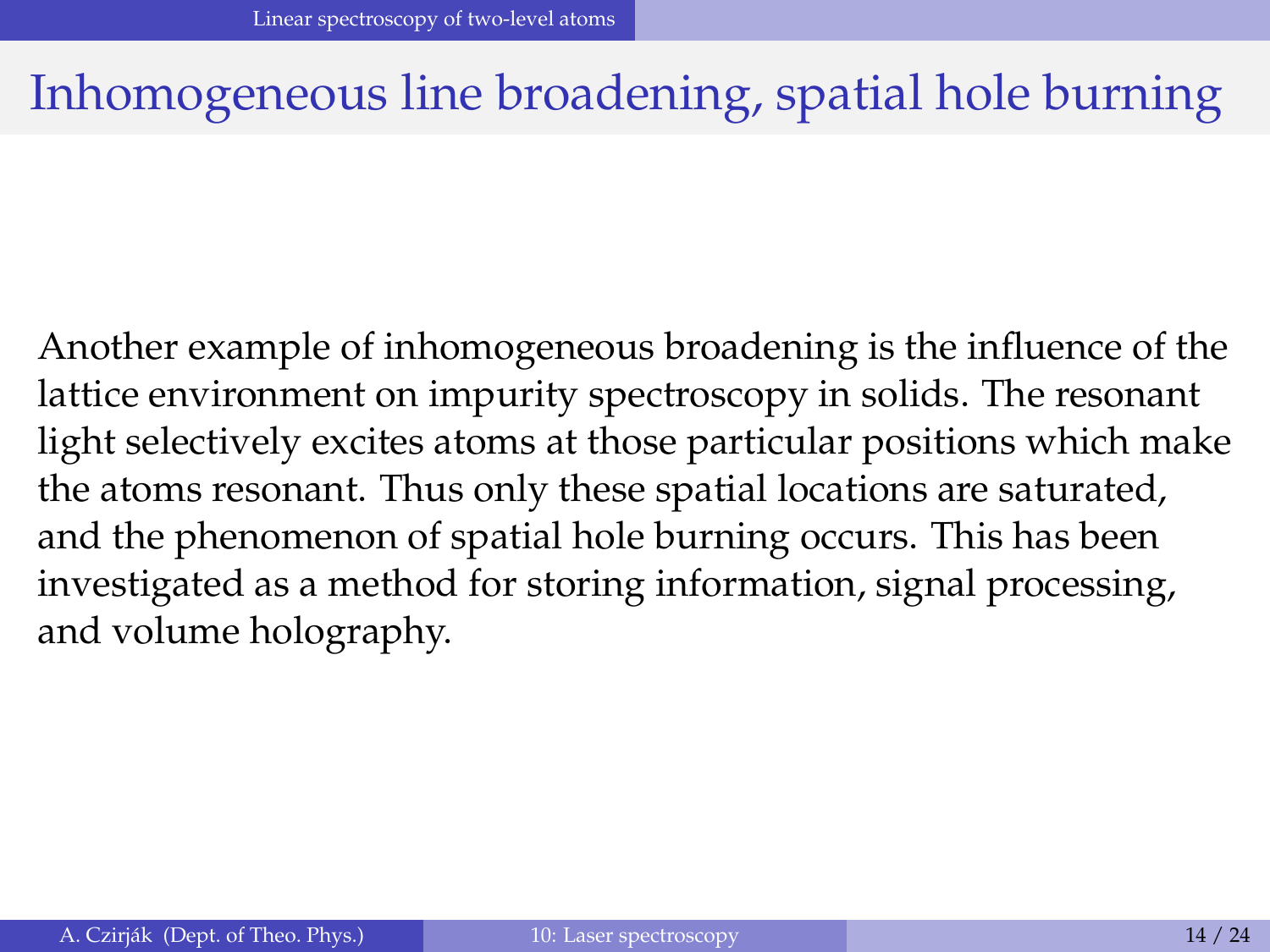# Inhomogeneous line broadening, spatial hole burning

Another example of inhomogeneous broadening is the influence of the lattice environment on impurity spectroscopy in solids. The resonant light selectively excites atoms at those particular positions which make the atoms resonant. Thus only these spatial locations are saturated, and the phenomenon of spatial hole burning occurs. This has been investigated as a method for storing information, signal processing, and volume holography.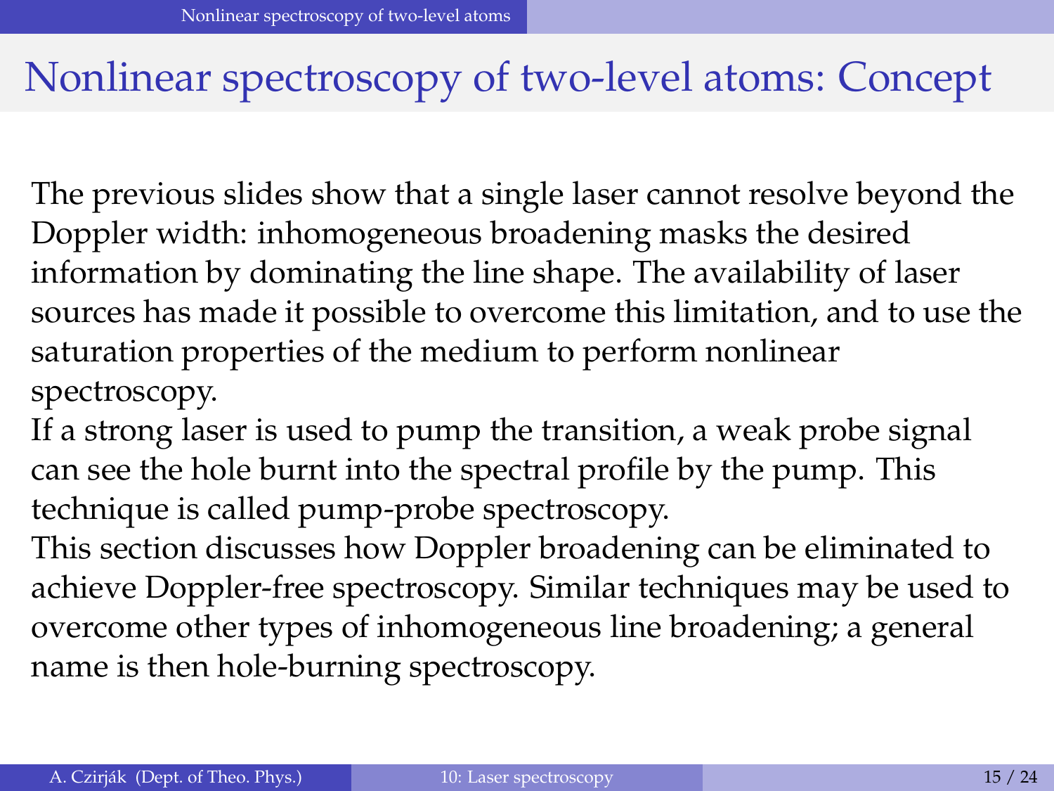# Nonlinear spectroscopy of two-level atoms: Concept

The previous slides show that a single laser cannot resolve beyond the Doppler width: inhomogeneous broadening masks the desired information by dominating the line shape. The availability of laser sources has made it possible to overcome this limitation, and to use the saturation properties of the medium to perform nonlinear spectroscopy.

If a strong laser is used to pump the transition, a weak probe signal can see the hole burnt into the spectral profile by the pump. This technique is called pump-probe spectroscopy.

This section discusses how Doppler broadening can be eliminated to achieve Doppler-free spectroscopy. Similar techniques may be used to overcome other types of inhomogeneous line broadening; a general name is then hole-burning spectroscopy.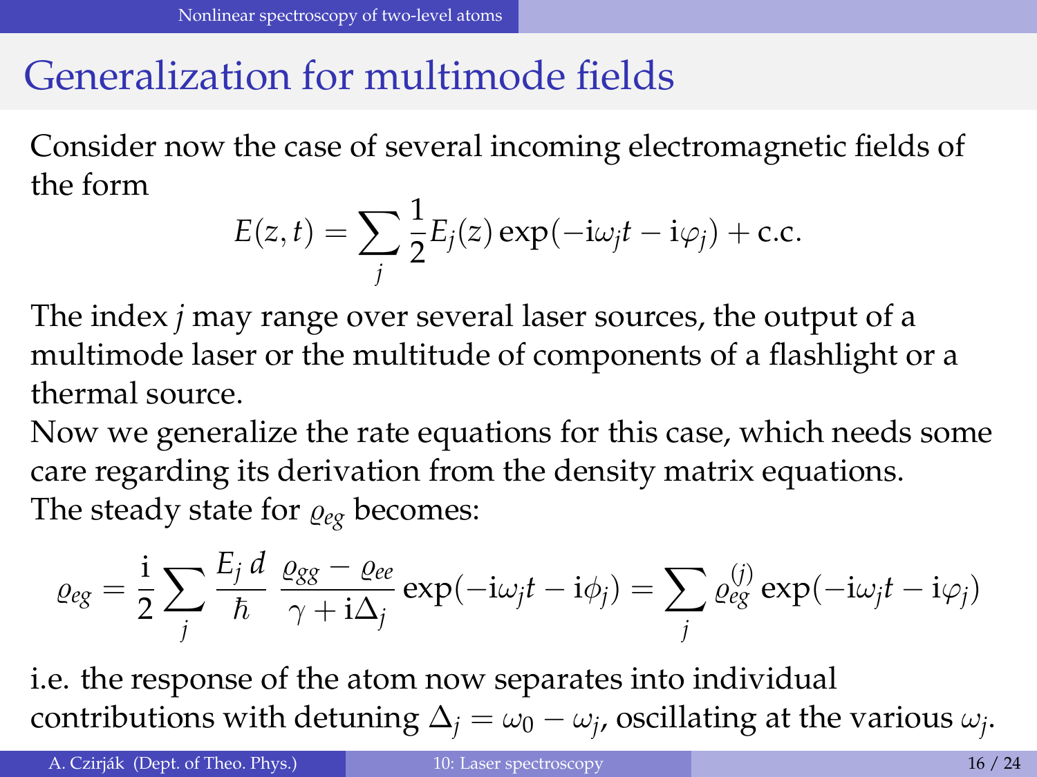# Generalization for multimode fields

Consider now the case of several incoming electromagnetic fields of the form

$$E(z,t) = \sum_j \frac{1}{2} E_j(z) \exp(-\mathrm{i}\omega_j t - \mathrm{i}\varphi_j) + \text{c.c.}$$

The index $j$ may range over several laser sources, the output of a multimode laser or the multitude of components of a flashlight or a thermal source.

Now we generalize the rate equations for this case, which needs some care regarding its derivation from the density matrix equations.

The steady state for $\varrho_{eg}$ becomes:

$$\varrho_{eg} = \frac{\mathrm{i}}{2} \sum_j \frac{E_j\, d}{\hbar} \, \frac{\varrho_{gg} - \varrho_{ee}}{\gamma + \mathrm{i}\Delta_j} \exp(-\mathrm{i}\omega_j t - \mathrm{i}\phi_j) = \sum_j \varrho_{eg}^{(j)} \exp(-\mathrm{i}\omega_j t - \mathrm{i}\varphi_j)$$

i.e. the response of the atom now separates into individual contributions with detuning $\Delta_j = \omega_0 - \omega_j$, oscillating at the various $\omega_j$.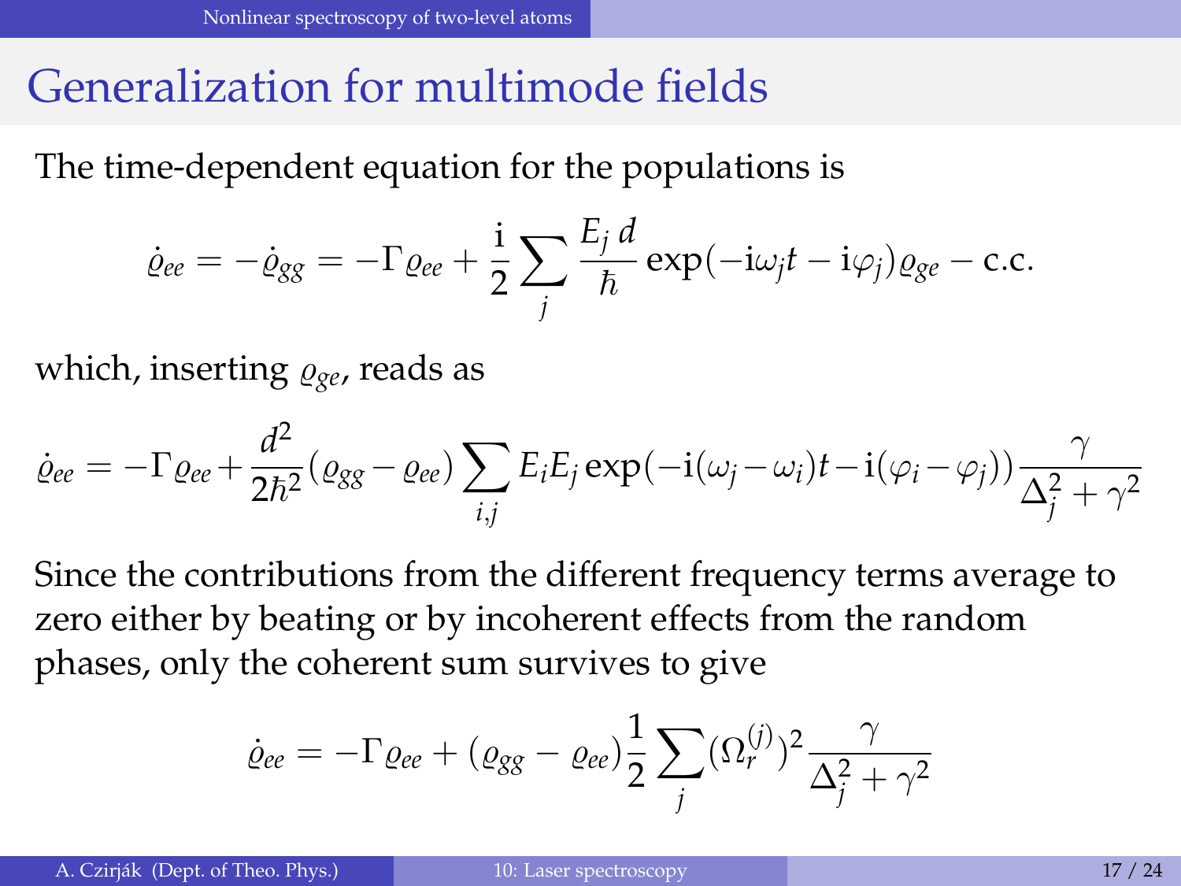# Generalization for multimode fields

The time-dependent equation for the populations is

$$\dot{\varrho}_{ee} = -\dot{\varrho}_{gg} = -\Gamma \varrho_{ee} + \frac{\mathrm{i}}{2} \sum_j \frac{E_j\, d}{\hbar} \exp(-\mathrm{i}\omega_j t - \mathrm{i}\varphi_j) \varrho_{ge} - \text{c.c.}$$

which, inserting $\varrho_{ge}$, reads as

$$\dot{\varrho}_{ee} = -\Gamma \varrho_{ee} + \frac{d^2}{2\hbar^2}(\varrho_{gg} - \varrho_{ee}) \sum_{i,j} E_i E_j \exp(-\mathrm{i}(\omega_j - \omega_i)t - \mathrm{i}(\varphi_i - \varphi_j)) \frac{\gamma}{\Delta_j^2 + \gamma^2}$$

Since the contributions from the different frequency terms average to zero either by beating or by incoherent effects from the random phases, only the coherent sum survives to give

$$\dot{\varrho}_{ee} = -\Gamma \varrho_{ee} + (\varrho_{gg} - \varrho_{ee}) \frac{1}{2} \sum_j (\Omega_r^{(j)})^2 \frac{\gamma}{\Delta_j^2 + \gamma^2}$$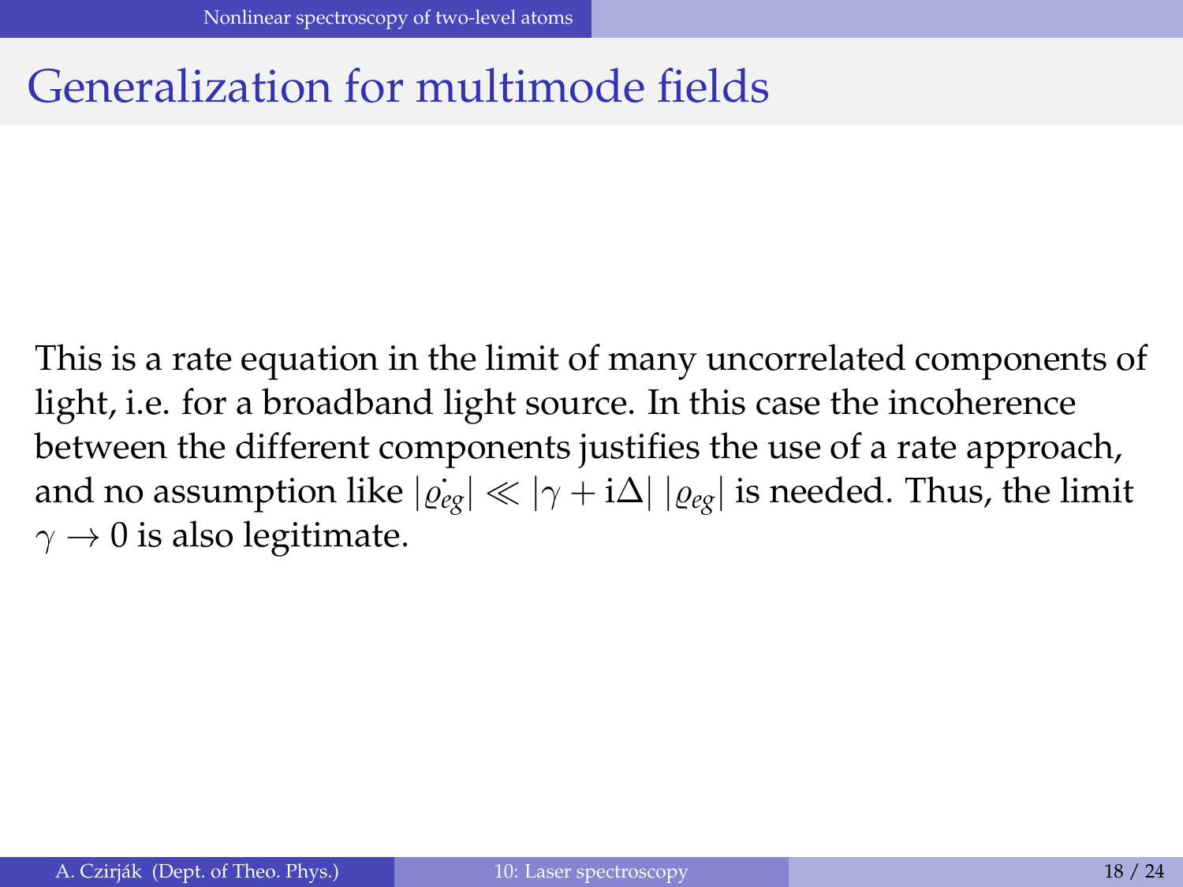# Generalization for multimode fields

This is a rate equation in the limit of many uncorrelated components of light, i.e. for a broadband light source. In this case the incoherence between the different components justifies the use of a rate approach, and no assumption like $|\dot{\varrho_{eg}}| \ll |\gamma + \mathrm{i}\Delta| \, |\varrho_{eg}|$ is needed. Thus, the limit $\gamma \to 0$ is also legitimate.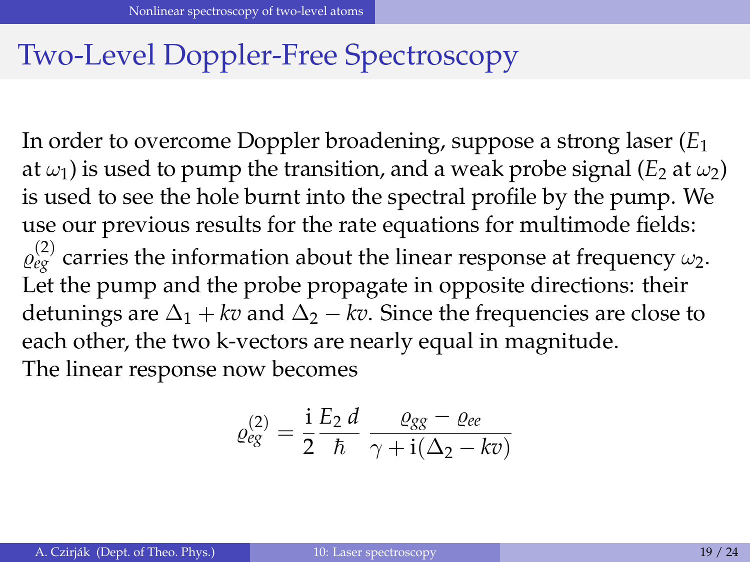# Two-Level Doppler-Free Spectroscopy

In order to overcome Doppler broadening, suppose a strong laser ($E_1$ at $\omega_1$) is used to pump the transition, and a weak probe signal ($E_2$ at $\omega_2$) is used to see the hole burnt into the spectral profile by the pump. We use our previous results for the rate equations for multimode fields: $\varrho_{eg}^{(2)}$ carries the information about the linear response at frequency $\omega_2$. Let the pump and the probe propagate in opposite directions: their detunings are $\Delta_1 + kv$ and $\Delta_2 - kv$. Since the frequencies are close to each other, the two k-vectors are nearly equal in magnitude.
The linear response now becomes

$$\varrho_{eg}^{(2)} = \frac{\mathrm{i}}{2} \frac{E_2\, d}{\hbar} \; \frac{\varrho_{gg} - \varrho_{ee}}{\gamma + \mathrm{i}(\Delta_2 - kv)}$$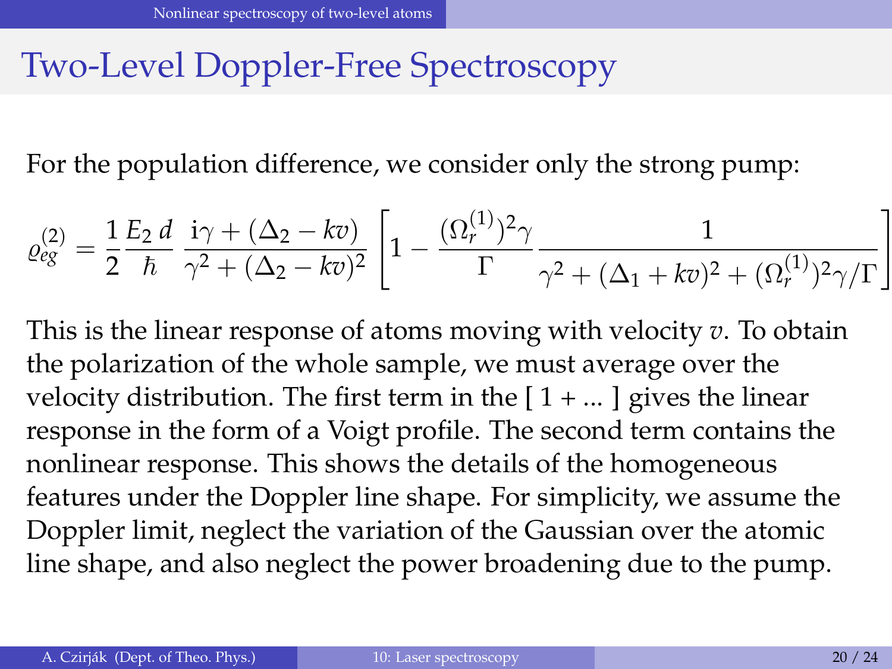# Two-Level Doppler-Free Spectroscopy

For the population difference, we consider only the strong pump:

$$\varrho_{eg}^{(2)} = \frac{1}{2}\frac{E_2\, d}{\hbar}\; \frac{\mathrm{i}\gamma + (\Delta_2 - kv)}{\gamma^2 + (\Delta_2 - kv)^2} \left[ 1 - \frac{(\Omega_r^{(1)})^2\gamma}{\Gamma} \frac{1}{\gamma^2 + (\Delta_1 + kv)^2 + (\Omega_r^{(1)})^2\gamma/\Gamma} \right]$$

This is the linear response of atoms moving with velocity $v$. To obtain the polarization of the whole sample, we must average over the velocity distribution. The first term in the [ 1 + ... ] gives the linear response in the form of a Voigt profile. The second term contains the nonlinear response. This shows the details of the homogeneous features under the Doppler line shape. For simplicity, we assume the Doppler limit, neglect the variation of the Gaussian over the atomic line shape, and also neglect the power broadening due to the pump.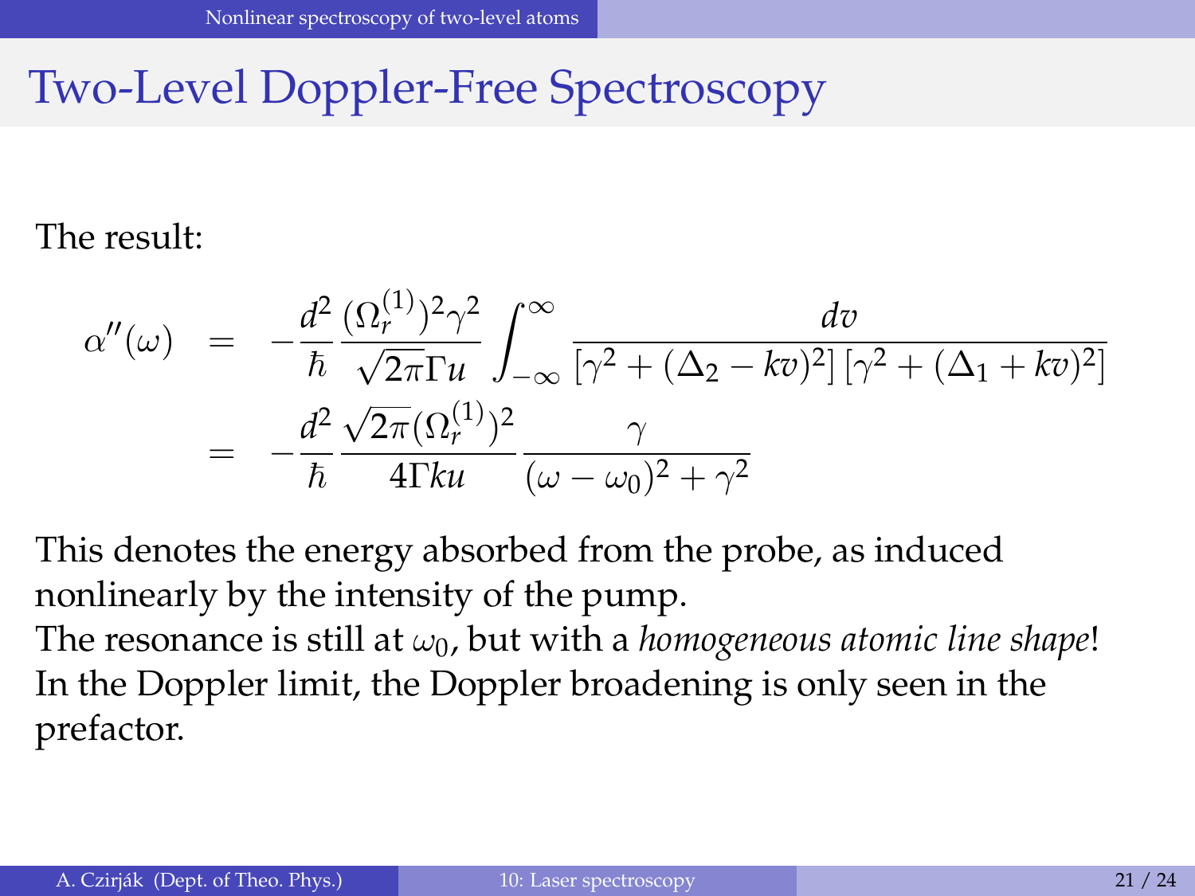# Two-Level Doppler-Free Spectroscopy

The result:

$$
\begin{aligned}
\alpha''(\omega) &= -\frac{d^2}{\hbar}\frac{(\Omega_r^{(1)})^2\gamma^2}{\sqrt{2\pi}\Gamma u}\int_{-\infty}^{\infty}\frac{dv}{\left[\gamma^2+(\Delta_2-kv)^2\right]\left[\gamma^2+(\Delta_1+kv)^2\right]} \\
&= -\frac{d^2}{\hbar}\frac{\sqrt{2\pi}(\Omega_r^{(1)})^2}{4\Gamma k u}\frac{\gamma}{(\omega-\omega_0)^2+\gamma^2}
\end{aligned}
$$

This denotes the energy absorbed from the probe, as induced nonlinearly by the intensity of the pump.
The resonance is still at $\omega_0$, but with a *homogeneous atomic line shape*!
In the Doppler limit, the Doppler broadening is only seen in the prefactor.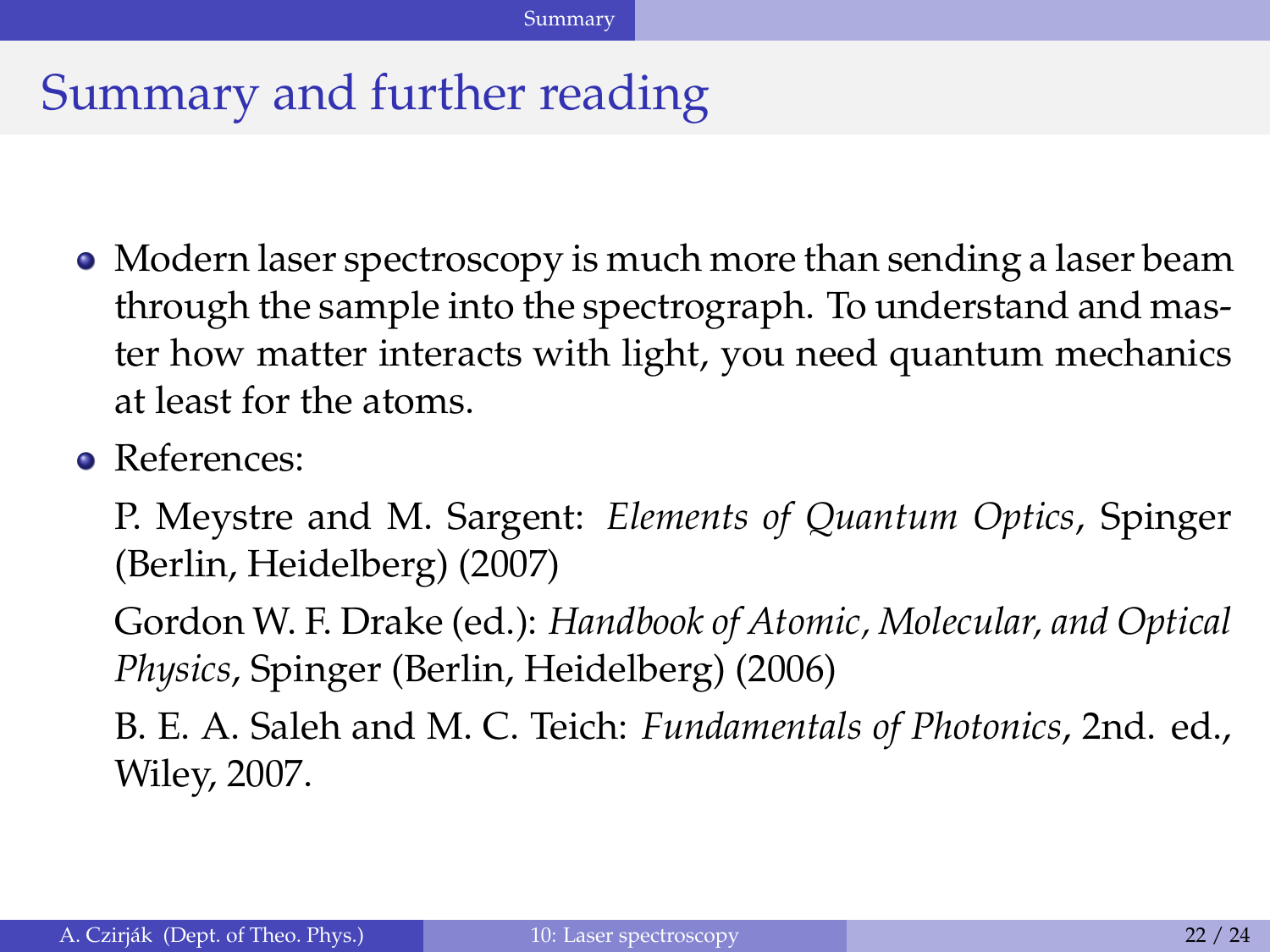# Summary and further reading

- Modern laser spectroscopy is much more than sending a laser beam through the sample into the spectrograph. To understand and master how matter interacts with light, you need quantum mechanics at least for the atoms.
- References:

  P. Meystre and M. Sargent: *Elements of Quantum Optics*, Spinger (Berlin, Heidelberg) (2007)

  Gordon W. F. Drake (ed.): *Handbook of Atomic, Molecular, and Optical Physics*, Spinger (Berlin, Heidelberg) (2006)

  B. E. A. Saleh and M. C. Teich: *Fundamentals of Photonics*, 2nd. ed., Wiley, 2007.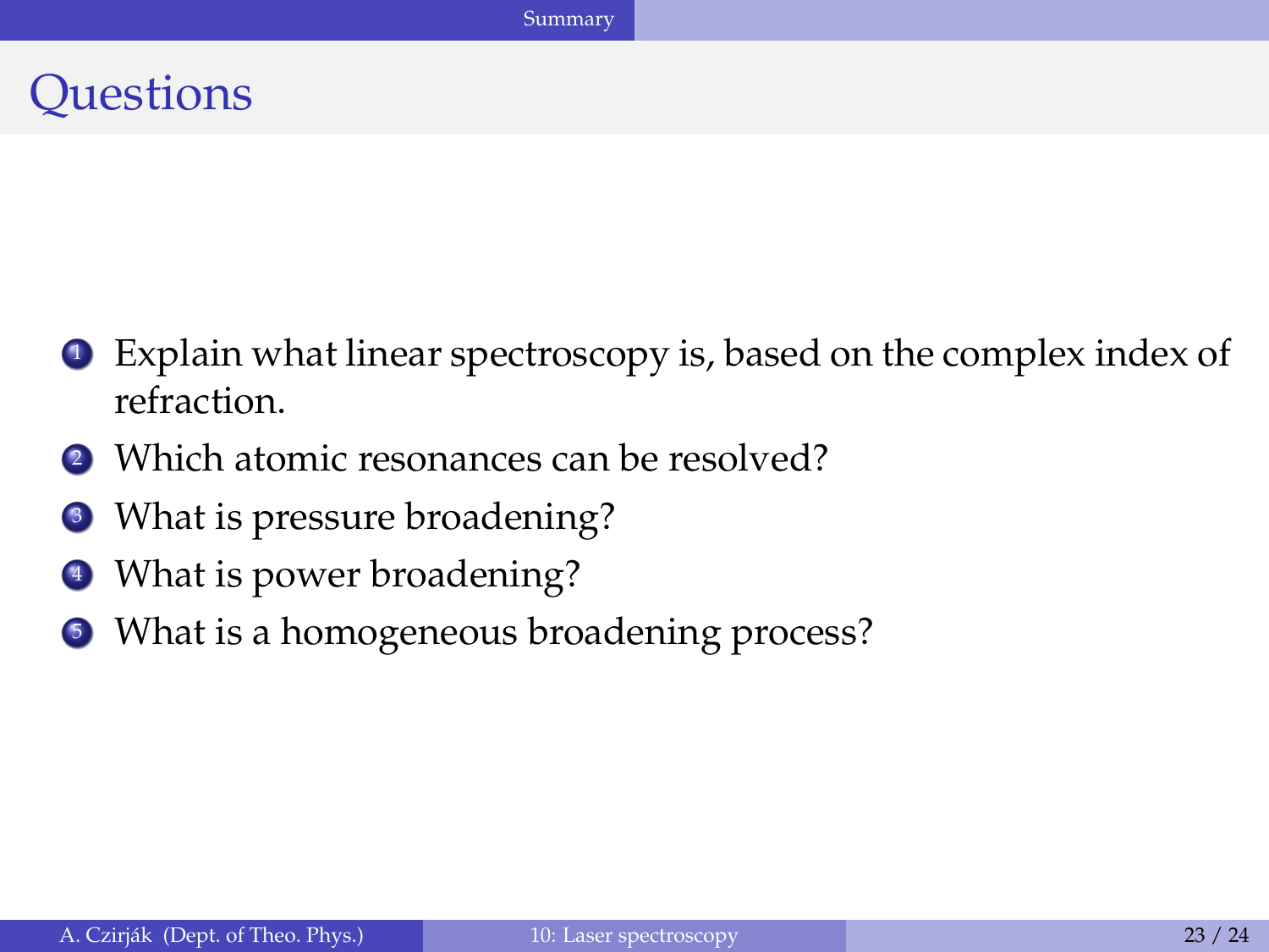# Questions

1. Explain what linear spectroscopy is, based on the complex index of refraction.
2. Which atomic resonances can be resolved?
3. What is pressure broadening?
4. What is power broadening?
5. What is a homogeneous broadening process?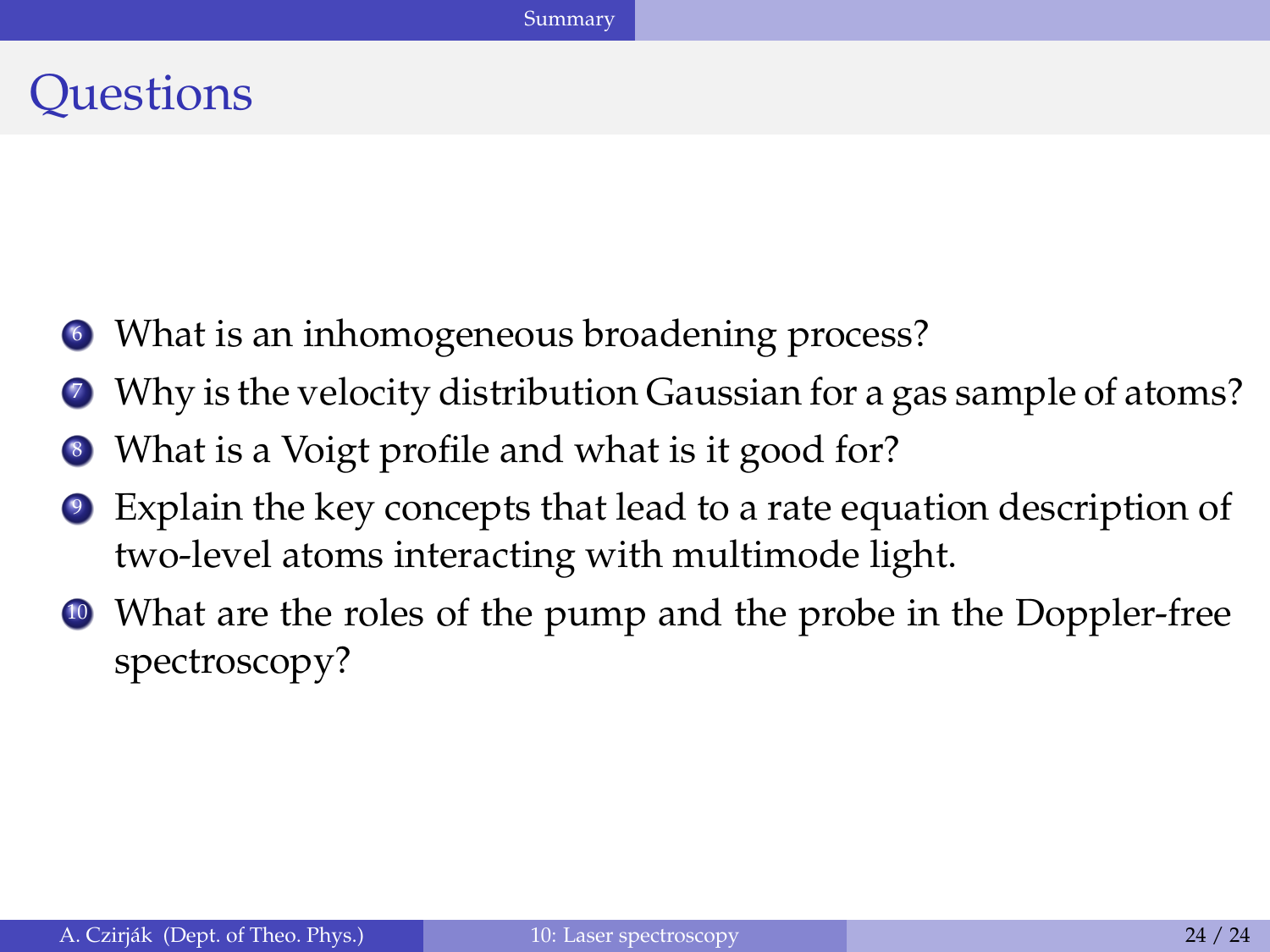# Questions

6. What is an inhomogeneous broadening process?
7. Why is the velocity distribution Gaussian for a gas sample of atoms?
8. What is a Voigt profile and what is it good for?
9. Explain the key concepts that lead to a rate equation description of two-level atoms interacting with multimode light.
10. What are the roles of the pump and the probe in the Doppler-free spectroscopy?